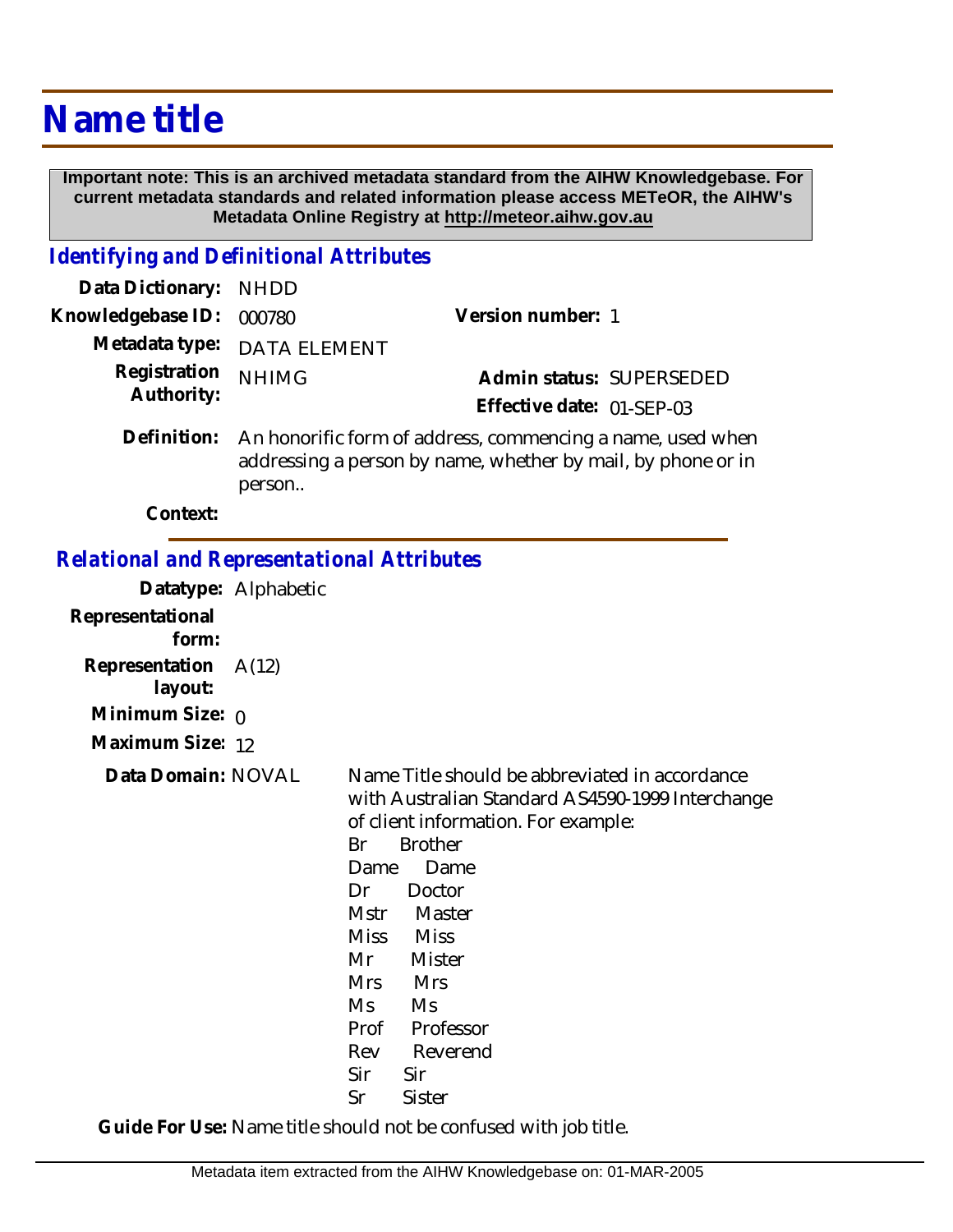# Name title

**Important note: This is an archived metadata standard from the AIHW Knowledgebase. For current metadata standards and related information please access METeOR, the AIHW's Metadata Online Registry at http://meteor.aihw.gov.au**

## *Identifying and Definitional Attributes*

**Data Dictionary:** NHDD

**Knowledgebase ID:** 000780 **Version number:** 1

**Metadata type:** DATA ELEMENT

**Registration Authority:** NHIMG **Admin status:** SUPERSEDED

**Effective date:** 01-SEP-03

**Definition:** An honorific form of address, commencing a name, used when addressing a person by name, whether by mail, by phone or in person..

**Context:**

## *Relational and Representational Attributes*

**Datatype:** Alphabetic

**Representational form:**

**Representation layout:** A(12)

**Minimum Size:** 0

**Maximum Size:** 12

**Data Domain:** NOVAL

Name Title should be abbreviated in accordance with Australian Standard AS4590-1999 Interchange of client information. For example:

| | |
|---|---|
| Br | Brother |
| Dame | Dame |
| Dr | Doctor |
| Mstr | Master |
| Miss | Miss |
| Mr | Mister |
| Mrs | Mrs |
| Ms | Ms |
| Prof | Professor |
| Rev | Reverend |
| Sir | Sir |
| Sr | Sister |

**Guide For Use:** Name title should not be confused with job title.

Metadata item extracted from the AIHW Knowledgebase on: 01-MAR-2005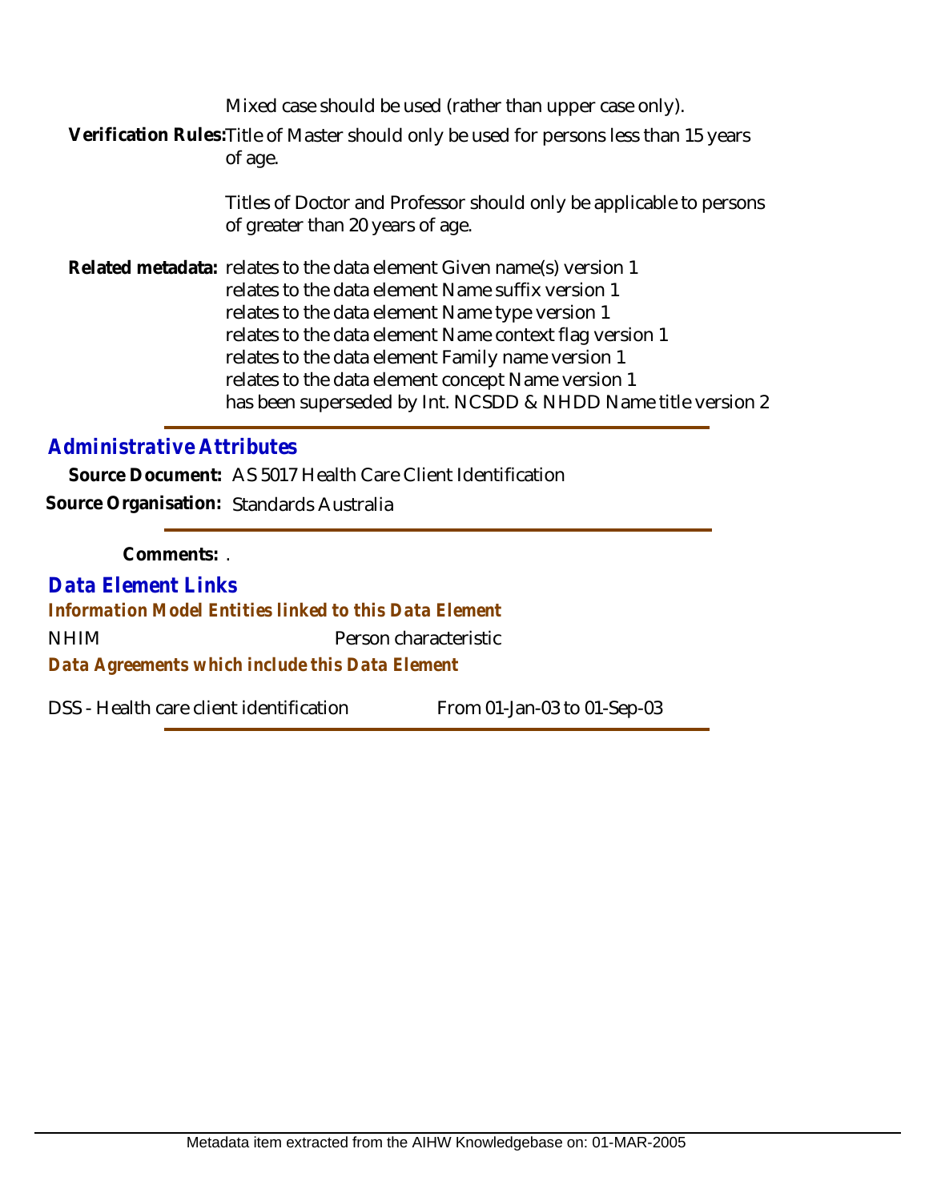Mixed case should be used (rather than upper case only).

**Verification Rules:** Title of Master should only be used for persons less than 15 years of age.

Titles of Doctor and Professor should only be applicable to persons of greater than 20 years of age.

**Related metadata:** relates to the data element Given name(s) version 1
relates to the data element Name suffix version 1
relates to the data element Name type version 1
relates to the data element Name context flag version 1
relates to the data element Family name version 1
relates to the data element concept Name version 1
has been superseded by Int. NCSDD & NHDD Name title version 2

## Administrative Attributes

**Source Document:** AS 5017 Health Care Client Identification

**Source Organisation:** Standards Australia

**Comments:** .

## Data Element Links

### Information Model Entities linked to this Data Element

| | |
|---|---|
| NHIM | Person characteristic |

### Data Agreements which include this Data Element

| | |
|---|---|
| DSS - Health care client identification | From 01-Jan-03 to 01-Sep-03 |

Metadata item extracted from the AIHW Knowledgebase on: 01-MAR-2005